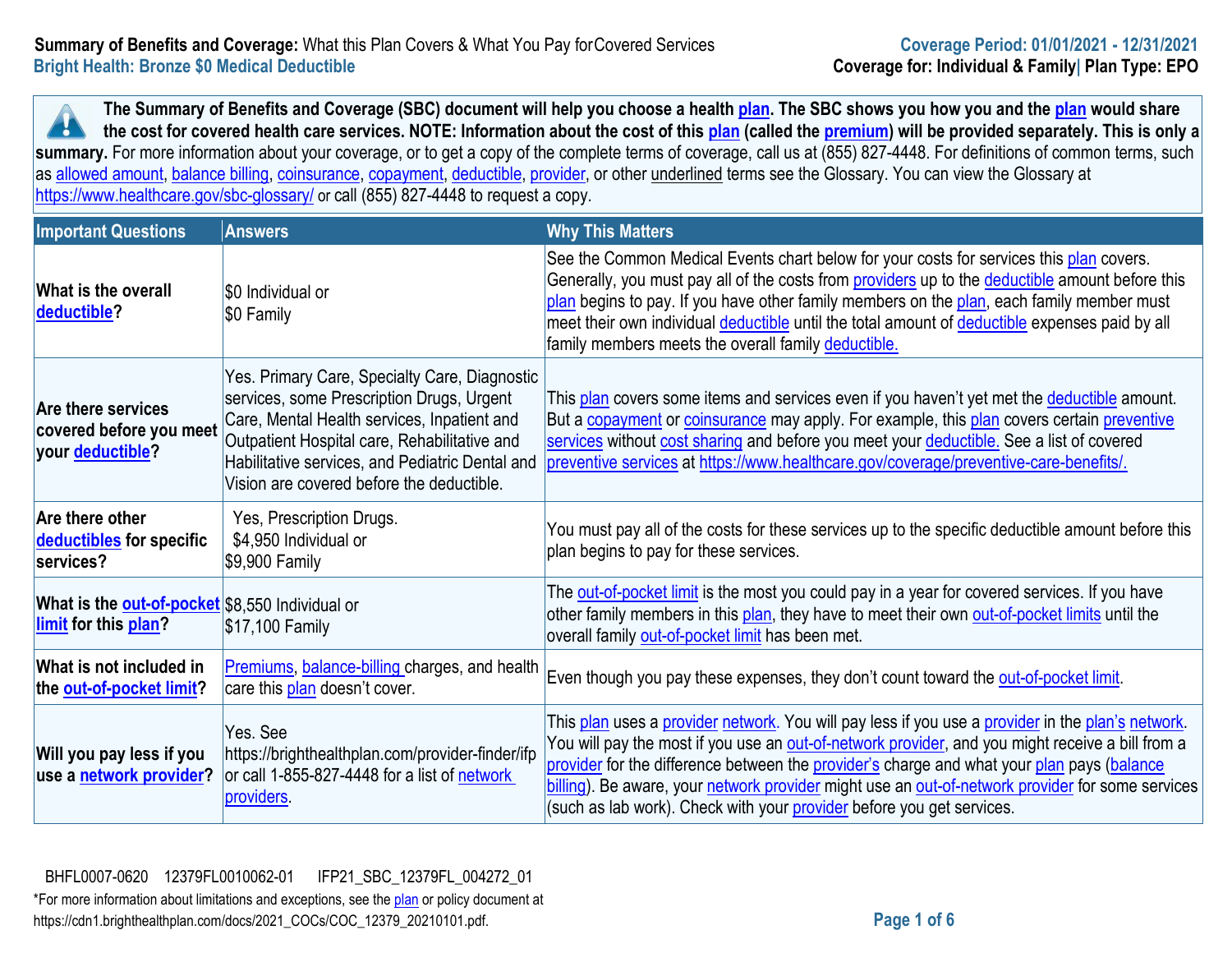**Summary of Benefits and Coverage:** What this Plan Covers & What You Pay for Covered Services
**Bright Health: Bronze $0 Medical Deductible**

**Coverage Period: 01/01/2021 - 12/31/2021**
**Coverage for: Individual & Family | Plan Type: EPO**

**The Summary of Benefits and Coverage (SBC) document will help you choose a health plan. The SBC shows you how you and the plan would share the cost for covered health care services. NOTE: Information about the cost of this plan (called the premium) will be provided separately. This is only a summary.** For more information about your coverage, or to get a copy of the complete terms of coverage, call us at (855) 827-4448. For definitions of common terms, such as allowed amount, balance billing, coinsurance, copayment, deductible, provider, or other underlined terms see the Glossary. You can view the Glossary at https://www.healthcare.gov/sbc-glossary/ or call (855) 827-4448 to request a copy.

| Important Questions | Answers | Why This Matters |
|---|---|---|
| **What is the overall deductible?** | $0 Individual or $0 Family | See the Common Medical Events chart below for your costs for services this plan covers. Generally, you must pay all of the costs from providers up to the deductible amount before this plan begins to pay. If you have other family members on the plan, each family member must meet their own individual deductible until the total amount of deductible expenses paid by all family members meets the overall family deductible. |
| **Are there services covered before you meet your deductible?** | Yes. Primary Care, Specialty Care, Diagnostic services, some Prescription Drugs, Urgent Care, Mental Health services, Inpatient and Outpatient Hospital care, Rehabilitative and Habilitative services, and Pediatric Dental and Vision are covered before the deductible. | This plan covers some items and services even if you haven't yet met the deductible amount. But a copayment or coinsurance may apply. For example, this plan covers certain preventive services without cost sharing and before you meet your deductible. See a list of covered preventive services at https://www.healthcare.gov/coverage/preventive-care-benefits/. |
| **Are there other deductibles for specific services?** | Yes, Prescription Drugs. $4,950 Individual or $9,900 Family | You must pay all of the costs for these services up to the specific deductible amount before this plan begins to pay for these services. |
| **What is the out-of-pocket limit for this plan?** | $8,550 Individual or $17,100 Family | The out-of-pocket limit is the most you could pay in a year for covered services. If you have other family members in this plan, they have to meet their own out-of-pocket limits until the overall family out-of-pocket limit has been met. |
| **What is not included in the out-of-pocket limit?** | Premiums, balance-billing charges, and health care this plan doesn't cover. | Even though you pay these expenses, they don't count toward the out-of-pocket limit. |
| **Will you pay less if you use a network provider?** | Yes. See https://brighthealthplan.com/provider-finder/ifp or call 1-855-827-4448 for a list of network providers. | This plan uses a provider network. You will pay less if you use a provider in the plan's network. You will pay the most if you use an out-of-network provider, and you might receive a bill from a provider for the difference between the provider's charge and what your plan pays (balance billing). Be aware, your network provider might use an out-of-network provider for some services (such as lab work). Check with your provider before you get services. |

BHFL0007-0620 12379FL0010062-01 IFP21_SBC_12379FL_004272_01

*For more information about limitations and exceptions, see the plan or policy document at https://cdn1.brighthealthplan.com/docs/2021_COCs/COC_12379_20210101.pdf.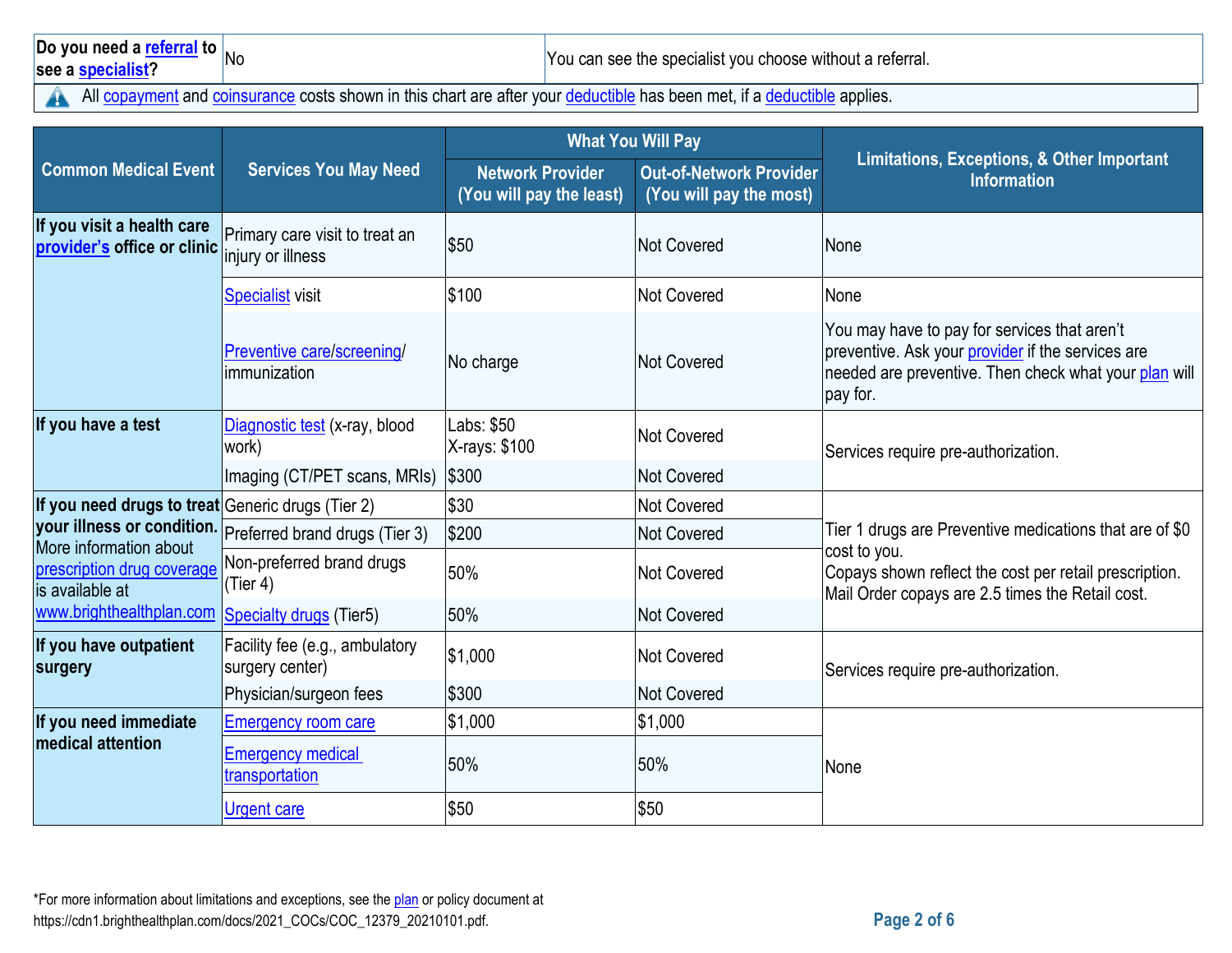| Do you need a referral to see a specialist? | No | You can see the specialist you choose without a referral. |
|---|---|---|

All copayment and coinsurance costs shown in this chart are after your deductible has been met, if a deductible applies.

| Common Medical Event | Services You May Need | What You Will Pay | | Limitations, Exceptions, & Other Important Information |
|---|---|---|---|---|
| | | Network Provider (You will pay the least) | Out-of-Network Provider (You will pay the most) | |
| If you visit a health care provider's office or clinic | Primary care visit to treat an injury or illness | $50 | Not Covered | None |
| | Specialist visit | $100 | Not Covered | None |
| | Preventive care/screening/ immunization | No charge | Not Covered | You may have to pay for services that aren't preventive. Ask your provider if the services are needed are preventive. Then check what your plan will pay for. |
| If you have a test | Diagnostic test (x-ray, blood work) | Labs: $50<br>X-rays: $100 | Not Covered | Services require pre-authorization. |
| | Imaging (CT/PET scans, MRIs) | $300 | Not Covered | |
| If you need drugs to treat your illness or condition. More information about prescription drug coverage is available at www.brighthealthplan.com | Generic drugs (Tier 2) | $30 | Not Covered | Tier 1 drugs are Preventive medications that are of $0 cost to you.<br>Copays shown reflect the cost per retail prescription. Mail Order copays are 2.5 times the Retail cost. |
| | Preferred brand drugs (Tier 3) | $200 | Not Covered | |
| | Non-preferred brand drugs (Tier 4) | 50% | Not Covered | |
| | Specialty drugs (Tier5) | 50% | Not Covered | |
| If you have outpatient surgery | Facility fee (e.g., ambulatory surgery center) | $1,000 | Not Covered | Services require pre-authorization. |
| | Physician/surgeon fees | $300 | Not Covered | |
| If you need immediate medical attention | Emergency room care | $1,000 | $1,000 | None |
| | Emergency medical transportation | 50% | 50% | |
| | Urgent care | $50 | $50 | |

*For more information about limitations and exceptions, see the plan or policy document at https://cdn1.brighthealthplan.com/docs/2021_COCs/COC_12379_20210101.pdf.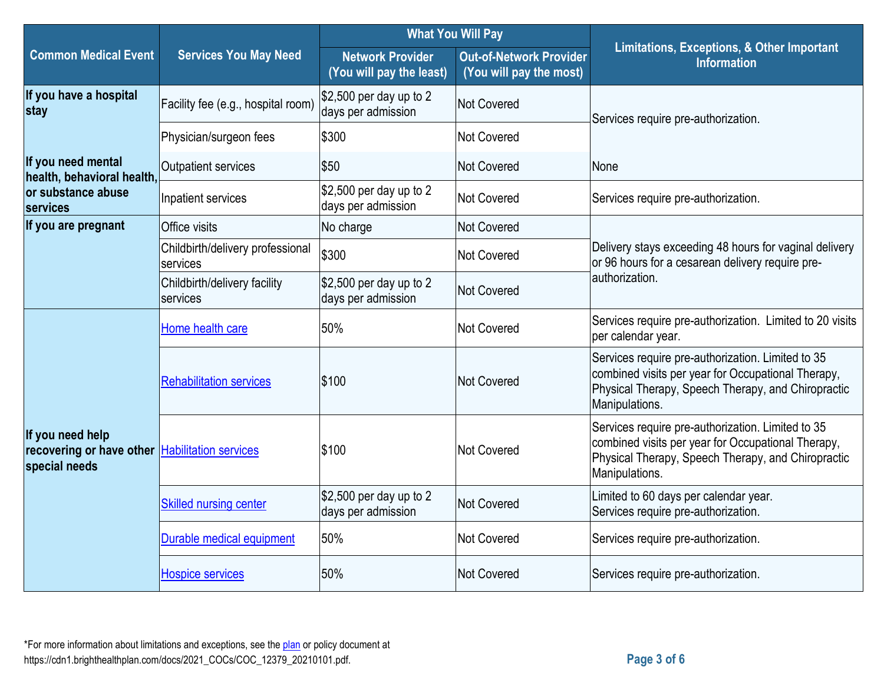| Common Medical Event | Services You May Need | What You Will Pay | | Limitations, Exceptions, & Other Important Information |
|---|---|---|---|---|
| | | Network Provider (You will pay the least) | Out-of-Network Provider (You will pay the most) | |
| If you have a hospital stay | Facility fee (e.g., hospital room) | $2,500 per day up to 2 days per admission | Not Covered | Services require pre-authorization. |
| | Physician/surgeon fees | $300 | Not Covered | |
| If you need mental health, behavioral health, or substance abuse services | Outpatient services | $50 | Not Covered | None |
| | Inpatient services | $2,500 per day up to 2 days per admission | Not Covered | Services require pre-authorization. |
| If you are pregnant | Office visits | No charge | Not Covered | Delivery stays exceeding 48 hours for vaginal delivery or 96 hours for a cesarean delivery require pre-authorization. |
| | Childbirth/delivery professional services | $300 | Not Covered | |
| | Childbirth/delivery facility services | $2,500 per day up to 2 days per admission | Not Covered | |
| If you need help recovering or have other special needs | Home health care | 50% | Not Covered | Services require pre-authorization. Limited to 20 visits per calendar year. |
| | Rehabilitation services | $100 | Not Covered | Services require pre-authorization. Limited to 35 combined visits per year for Occupational Therapy, Physical Therapy, Speech Therapy, and Chiropractic Manipulations. |
| | Habilitation services | $100 | Not Covered | Services require pre-authorization. Limited to 35 combined visits per year for Occupational Therapy, Physical Therapy, Speech Therapy, and Chiropractic Manipulations. |
| | Skilled nursing center | $2,500 per day up to 2 days per admission | Not Covered | Limited to 60 days per calendar year. Services require pre-authorization. |
| | Durable medical equipment | 50% | Not Covered | Services require pre-authorization. |
| | Hospice services | 50% | Not Covered | Services require pre-authorization. |

*For more information about limitations and exceptions, see the plan or policy document at https://cdn1.brighthealthplan.com/docs/2021_COCs/COC_12379_20210101.pdf.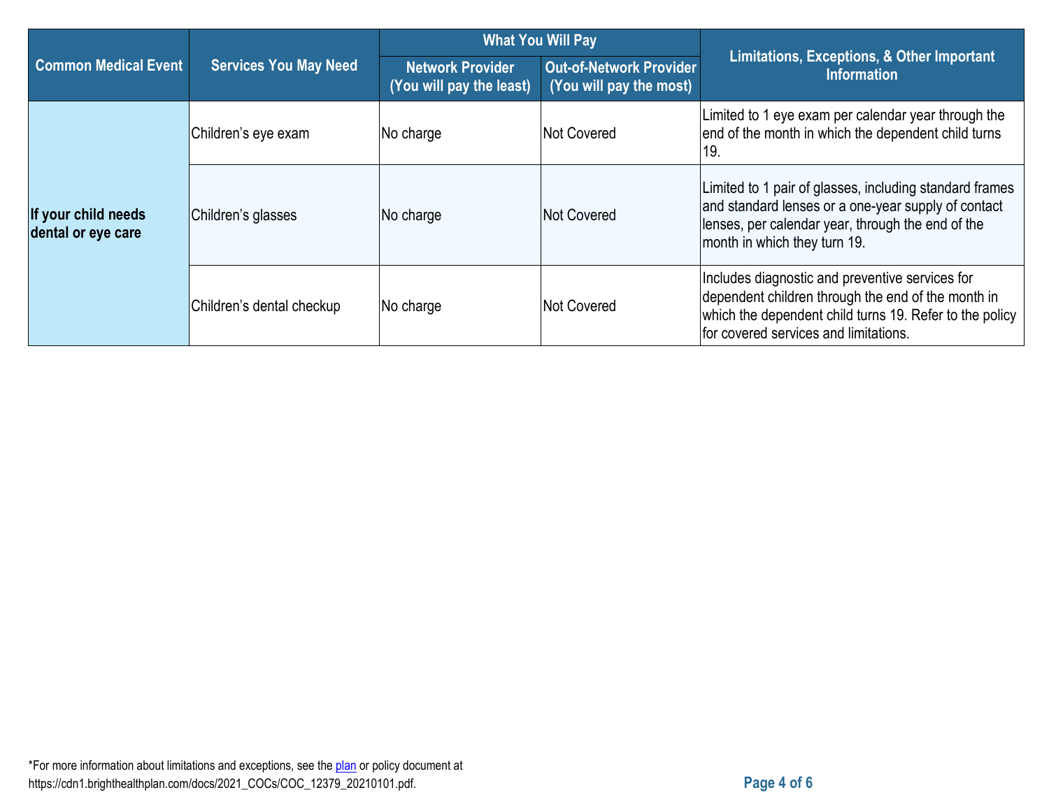| Common Medical Event | Services You May Need | What You Will Pay | | Limitations, Exceptions, & Other Important Information |
|---|---|---|---|---|
| | | Network Provider (You will pay the least) | Out-of-Network Provider (You will pay the most) | |
| **If your child needs dental or eye care** | Children's eye exam | No charge | Not Covered | Limited to 1 eye exam per calendar year through the end of the month in which the dependent child turns 19. |
| | Children's glasses | No charge | Not Covered | Limited to 1 pair of glasses, including standard frames and standard lenses or a one-year supply of contact lenses, per calendar year, through the end of the month in which they turn 19. |
| | Children's dental checkup | No charge | Not Covered | Includes diagnostic and preventive services for dependent children through the end of the month in which the dependent child turns 19. Refer to the policy for covered services and limitations. |

*For more information about limitations and exceptions, see the plan or policy document at https://cdn1.brighthealthplan.com/docs/2021_COCs/COC_12379_20210101.pdf.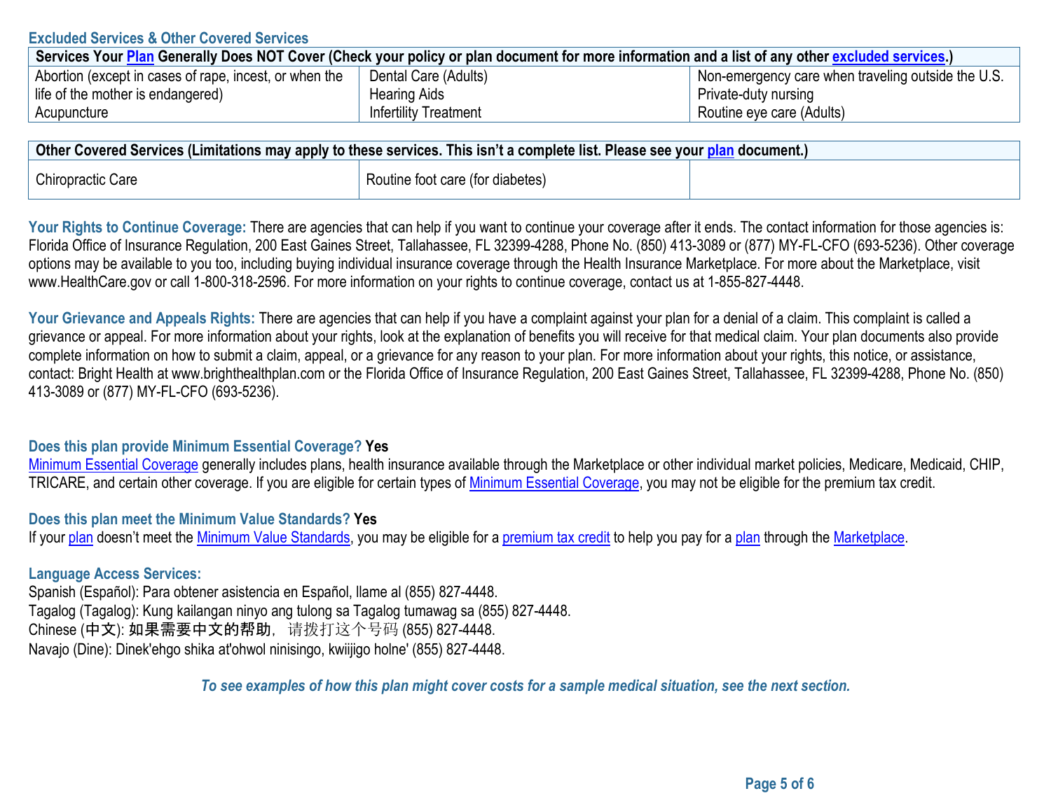## Excluded Services & Other Covered Services

| Services Your Plan Generally Does NOT Cover (Check your policy or plan document for more information and a list of any other excluded services.) | | |
|---|---|---|
| Abortion (except in cases of rape, incest, or when the life of the mother is endangered)<br>Acupuncture | Dental Care (Adults)<br>Hearing Aids<br>Infertility Treatment | Non-emergency care when traveling outside the U.S.<br>Private-duty nursing<br>Routine eye care (Adults) |

| Other Covered Services (Limitations may apply to these services. This isn't a complete list. Please see your plan document.) | | |
|---|---|---|
| Chiropractic Care | Routine foot care (for diabetes) | |

**Your Rights to Continue Coverage:** There are agencies that can help if you want to continue your coverage after it ends. The contact information for those agencies is: Florida Office of Insurance Regulation, 200 East Gaines Street, Tallahassee, FL 32399-4288, Phone No. (850) 413-3089 or (877) MY-FL-CFO (693-5236). Other coverage options may be available to you too, including buying individual insurance coverage through the Health Insurance Marketplace. For more about the Marketplace, visit www.HealthCare.gov or call 1-800-318-2596. For more information on your rights to continue coverage, contact us at 1-855-827-4448.

**Your Grievance and Appeals Rights:** There are agencies that can help if you have a complaint against your plan for a denial of a claim. This complaint is called a grievance or appeal. For more information about your rights, look at the explanation of benefits you will receive for that medical claim. Your plan documents also provide complete information on how to submit a claim, appeal, or a grievance for any reason to your plan. For more information about your rights, this notice, or assistance, contact: Bright Health at www.brighthealthplan.com or the Florida Office of Insurance Regulation, 200 East Gaines Street, Tallahassee, FL 32399-4288, Phone No. (850) 413-3089 or (877) MY-FL-CFO (693-5236).

**Does this plan provide Minimum Essential Coverage? Yes**

Minimum Essential Coverage generally includes plans, health insurance available through the Marketplace or other individual market policies, Medicare, Medicaid, CHIP, TRICARE, and certain other coverage. If you are eligible for certain types of Minimum Essential Coverage, you may not be eligible for the premium tax credit.

**Does this plan meet the Minimum Value Standards? Yes**

If your plan doesn't meet the Minimum Value Standards, you may be eligible for a premium tax credit to help you pay for a plan through the Marketplace.

**Language Access Services:**

Spanish (Español): Para obtener asistencia en Español, llame al (855) 827-4448.
Tagalog (Tagalog): Kung kailangan ninyo ang tulong sa Tagalog tumawag sa (855) 827-4448.
Chinese (中文): 如果需要中文的帮助，请拨打这个号码 (855) 827-4448.
Navajo (Dine): Dinek'ehgo shika at'ohwol ninisingo, kwiijigo holne' (855) 827-4448.

*To see examples of how this plan might cover costs for a sample medical situation, see the next section.*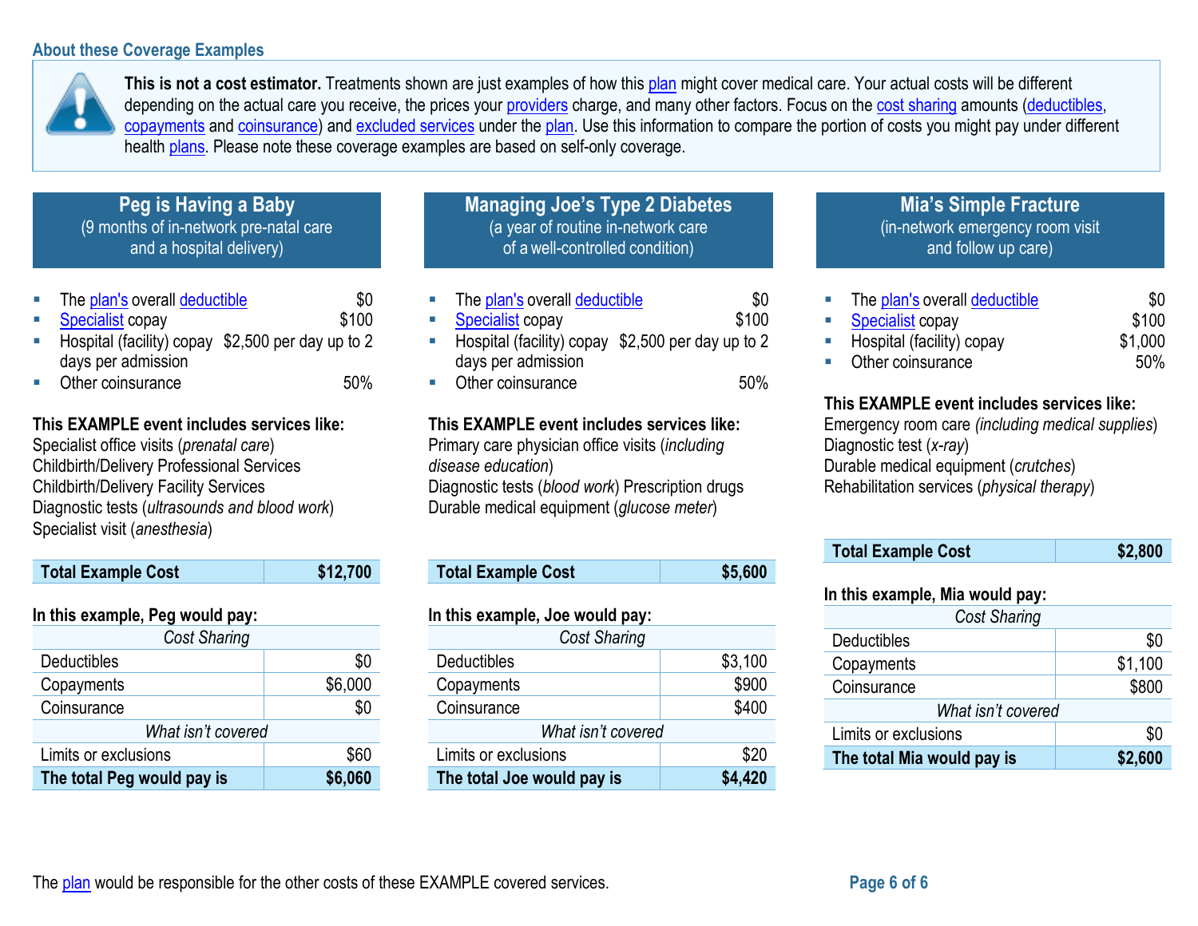## About these Coverage Examples

**This is not a cost estimator.** Treatments shown are just examples of how this plan might cover medical care. Your actual costs will be different depending on the actual care you receive, the prices your providers charge, and many other factors. Focus on the cost sharing amounts (deductibles, copayments and coinsurance) and excluded services under the plan. Use this information to compare the portion of costs you might pay under different health plans. Please note these coverage examples are based on self-only coverage.

### Peg is Having a Baby
(9 months of in-network pre-natal care and a hospital delivery)

- The plan's overall deductible $0
- Specialist copay $100
- Hospital (facility) copay $2,500 per day up to 2 days per admission
- Other coinsurance 50%

**This EXAMPLE event includes services like:**
Specialist office visits (*prenatal care*)
Childbirth/Delivery Professional Services
Childbirth/Delivery Facility Services
Diagnostic tests (*ultrasounds and blood work*)
Specialist visit (*anesthesia*)

| **Total Example Cost** | **$12,700** |
|---|---|

**In this example, Peg would pay:**

| *Cost Sharing* | |
|---|---|
| Deductibles | $0 |
| Copayments | $6,000 |
| Coinsurance | $0 |
| *What isn't covered* | |
| Limits or exclusions | $60 |
| **The total Peg would pay is** | **$6,060** |

### Managing Joe's Type 2 Diabetes
(a year of routine in-network care of a well-controlled condition)

- The plan's overall deductible $0
- Specialist copay $100
- Hospital (facility) copay $2,500 per day up to 2 days per admission
- Other coinsurance 50%

**This EXAMPLE event includes services like:**
Primary care physician office visits (*including disease education*)
Diagnostic tests (*blood work*) Prescription drugs
Durable medical equipment (*glucose meter*)

| **Total Example Cost** | **$5,600** |
|---|---|

**In this example, Joe would pay:**

| *Cost Sharing* | |
|---|---|
| Deductibles | $3,100 |
| Copayments | $900 |
| Coinsurance | $400 |
| *What isn't covered* | |
| Limits or exclusions | $20 |
| **The total Joe would pay is** | **$4,420** |

### Mia's Simple Fracture
(in-network emergency room visit and follow up care)

- The plan's overall deductible $0
- Specialist copay $100
- Hospital (facility) copay $1,000
- Other coinsurance 50%

**This EXAMPLE event includes services like:**
Emergency room care *(including medical supplies)*
Diagnostic test (*x-ray*)
Durable medical equipment (*crutches*)
Rehabilitation services (*physical therapy*)

| **Total Example Cost** | **$2,800** |
|---|---|

**In this example, Mia would pay:**

| *Cost Sharing* | |
|---|---|
| Deductibles | $0 |
| Copayments | $1,100 |
| Coinsurance | $800 |
| *What isn't covered* | |
| Limits or exclusions | $0 |
| **The total Mia would pay is** | **$2,600** |

The plan would be responsible for the other costs of these EXAMPLE covered services.